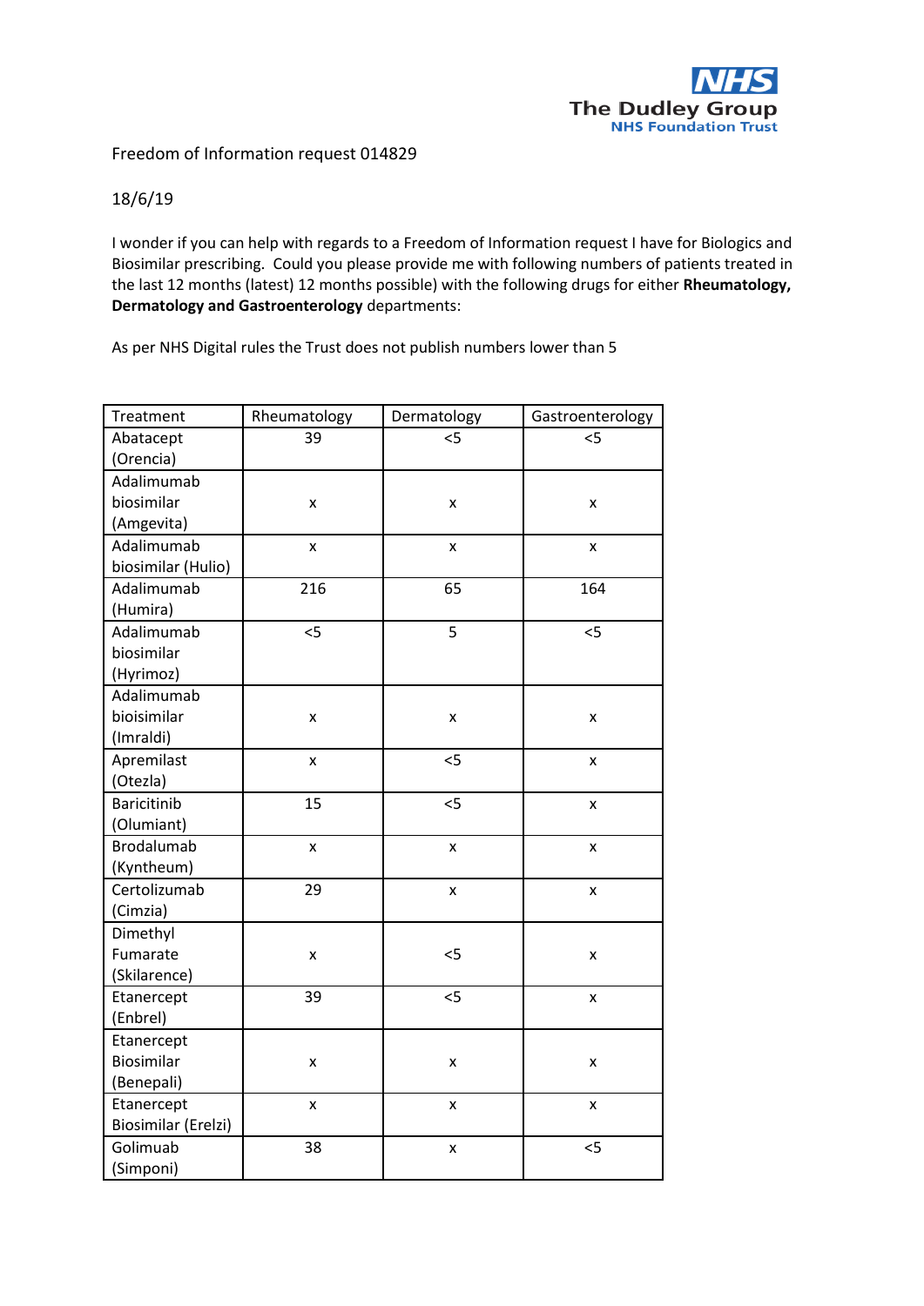The Dudley Group NHS Foundation Trust

Freedom of Information request 014829

18/6/19

I wonder if you can help with regards to a Freedom of Information request I have for Biologics and Biosimilar prescribing. Could you please provide me with following numbers of patients treated in the last 12 months (latest) 12 months possible) with the following drugs for either **Rheumatology, Dermatology and Gastroenterology** departments:

As per NHS Digital rules the Trust does not publish numbers lower than 5

| Treatment | Rheumatology | Dermatology | Gastroenterology |
|---|---|---|---|
| Abatacept (Orencia) | 39 | <5 | <5 |
| Adalimumab biosimilar (Amgevita) | x | x | x |
| Adalimumab biosimilar (Hulio) | x | x | x |
| Adalimumab (Humira) | 216 | 65 | 164 |
| Adalimumab biosimilar (Hyrimoz) | <5 | 5 | <5 |
| Adalimumab bioisimilar (Imraldi) | x | x | x |
| Apremilast (Otezla) | x | <5 | x |
| Baricitinib (Olumiant) | 15 | <5 | x |
| Brodalumab (Kyntheum) | x | x | x |
| Certolizumab (Cimzia) | 29 | x | x |
| Dimethyl Fumarate (Skilarence) | x | <5 | x |
| Etanercept (Enbrel) | 39 | <5 | x |
| Etanercept Biosimilar (Benepali) | x | x | x |
| Etanercept Biosimilar (Erelzi) | x | x | x |
| Golimuab (Simponi) | 38 | x | <5 |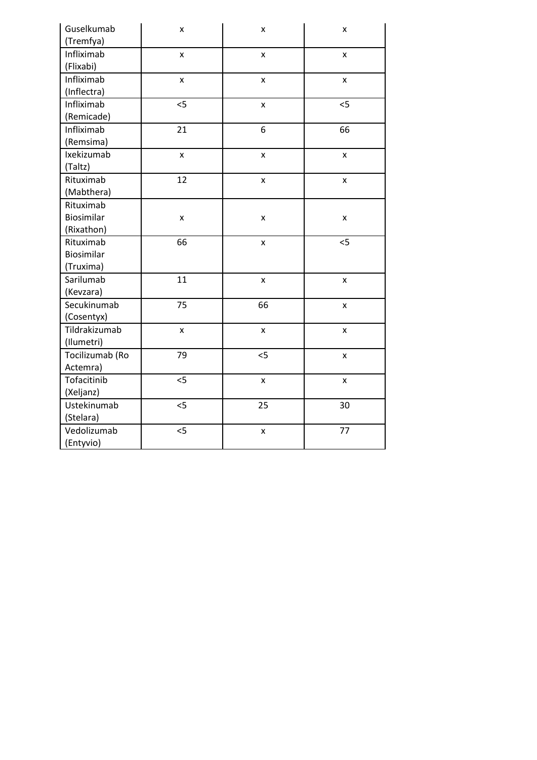| | | | |
|---|---|---|---|
| Guselkumab (Tremfya) | x | x | x |
| Infliximab (Flixabi) | x | x | x |
| Infliximab (Inflectra) | x | x | x |
| Infliximab (Remicade) | <5 | x | <5 |
| Infliximab (Remsima) | 21 | 6 | 66 |
| Ixekizumab (Taltz) | x | x | x |
| Rituximab (Mabthera) | 12 | x | x |
| Rituximab Biosimilar (Rixathon) | x | x | x |
| Rituximab Biosimilar (Truxima) | 66 | x | <5 |
| Sarilumab (Kevzara) | 11 | x | x |
| Secukinumab (Cosentyx) | 75 | 66 | x |
| Tildrakizumab (Ilumetri) | x | x | x |
| Tocilizumab (Ro Actemra) | 79 | <5 | x |
| Tofacitinib (Xeljanz) | <5 | x | x |
| Ustekinumab (Stelara) | <5 | 25 | 30 |
| Vedolizumab (Entyvio) | <5 | x | 77 |